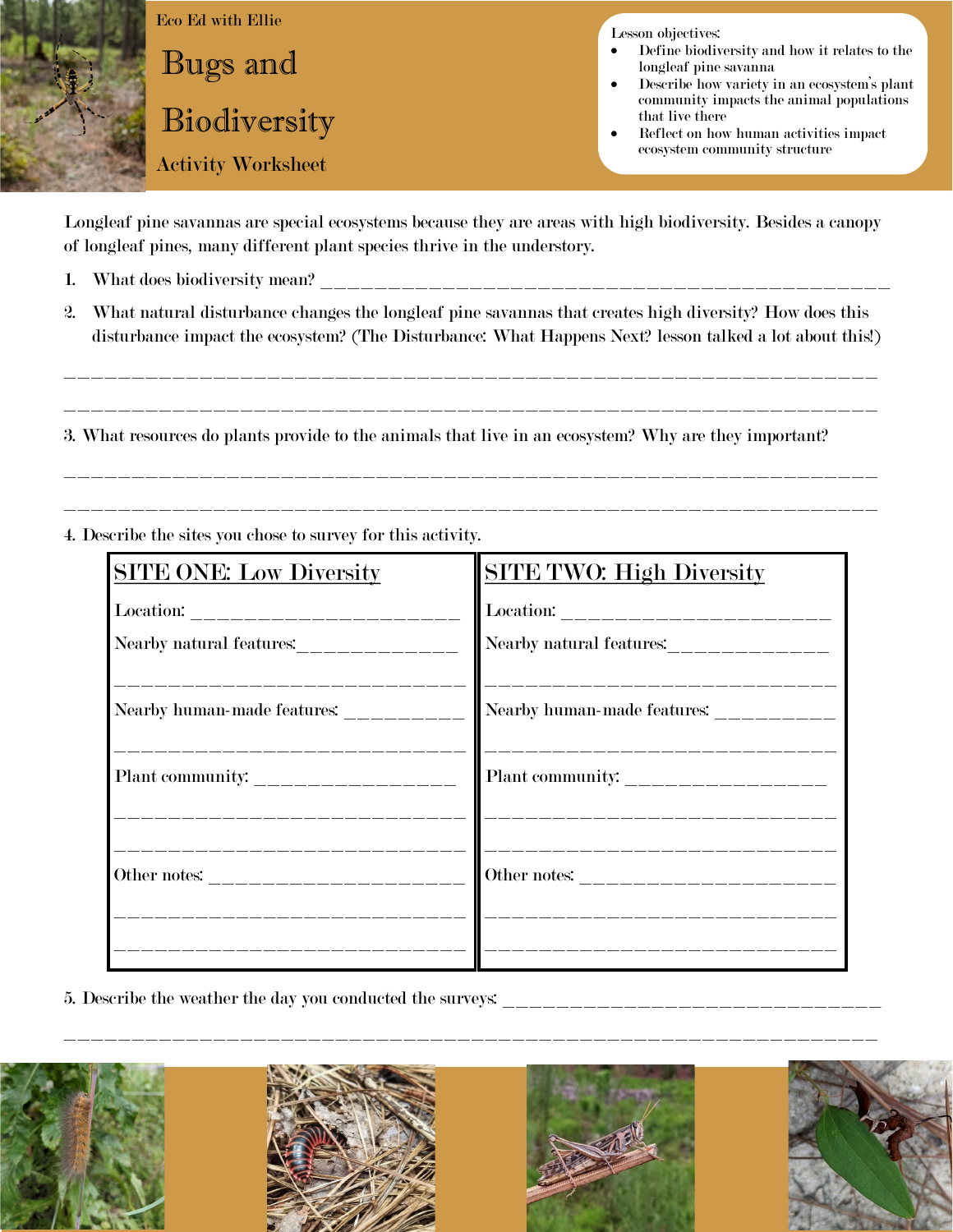Eco Ed with Ellie

# Bugs and Biodiversity

Activity Worksheet

Lesson objectives:

- Define biodiversity and how it relates to the longleaf pine savanna
- Describe how variety in an ecosystem's plant community impacts the animal populations that live there
- Reflect on how human activities impact ecosystem community structure

Longleaf pine savannas are special ecosystems because they are areas with high biodiversity. Besides a canopy of longleaf pines, many different plant species thrive in the understory.

1. What does biodiversity mean? ____________________________________________

2. What natural disturbance changes the longleaf pine savannas that creates high diversity? How does this disturbance impact the ecosystem? (The Disturbance: What Happens Next? lesson talked a lot about this!)

____________________________________________________________________

____________________________________________________________________

3. What resources do plants provide to the animals that live in an ecosystem? Why are they important?

____________________________________________________________________

____________________________________________________________________

4. Describe the sites you chose to survey for this activity.

| SITE ONE: Low Diversity | SITE TWO: High Diversity |
| --- | --- |
| Location: ______________________ | Location: ______________________ |
| Nearby natural features:______________ ______________________________ | Nearby natural features:______________ ______________________________ |
| Nearby human-made features: __________ ______________________________ | Nearby human-made features: __________ ______________________________ |
| Plant community: _________________ ______________________________ ______________________________ | Plant community: _________________ ______________________________ ______________________________ |
| Other notes: ______________________ ______________________________ ______________________________ | Other notes: ______________________ ______________________________ ______________________________ |

5. Describe the weather the day you conducted the surveys: ______________________________

____________________________________________________________________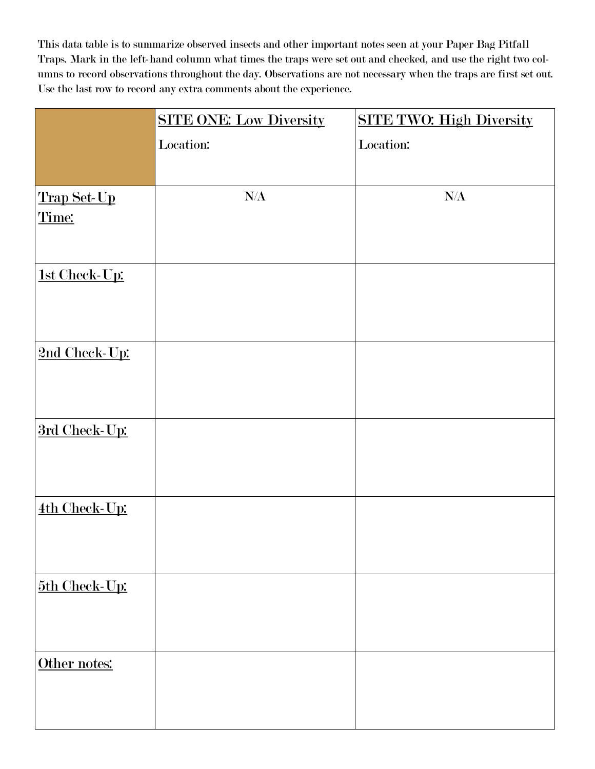This data table is to summarize observed insects and other important notes seen at your Paper Bag Pitfall Traps. Mark in the left-hand column what times the traps were set out and checked, and use the right two columns to record observations throughout the day. Observations are not necessary when the traps are first set out. Use the last row to record any extra comments about the experience.

| | SITE ONE: Low Diversity<br>Location: | SITE TWO: High Diversity<br>Location: |
|---|---|---|
| Trap Set-Up Time: | N/A | N/A |
| 1st Check-Up: | | |
| 2nd Check-Up: | | |
| 3rd Check-Up: | | |
| 4th Check-Up: | | |
| 5th Check-Up: | | |
| Other notes: | | |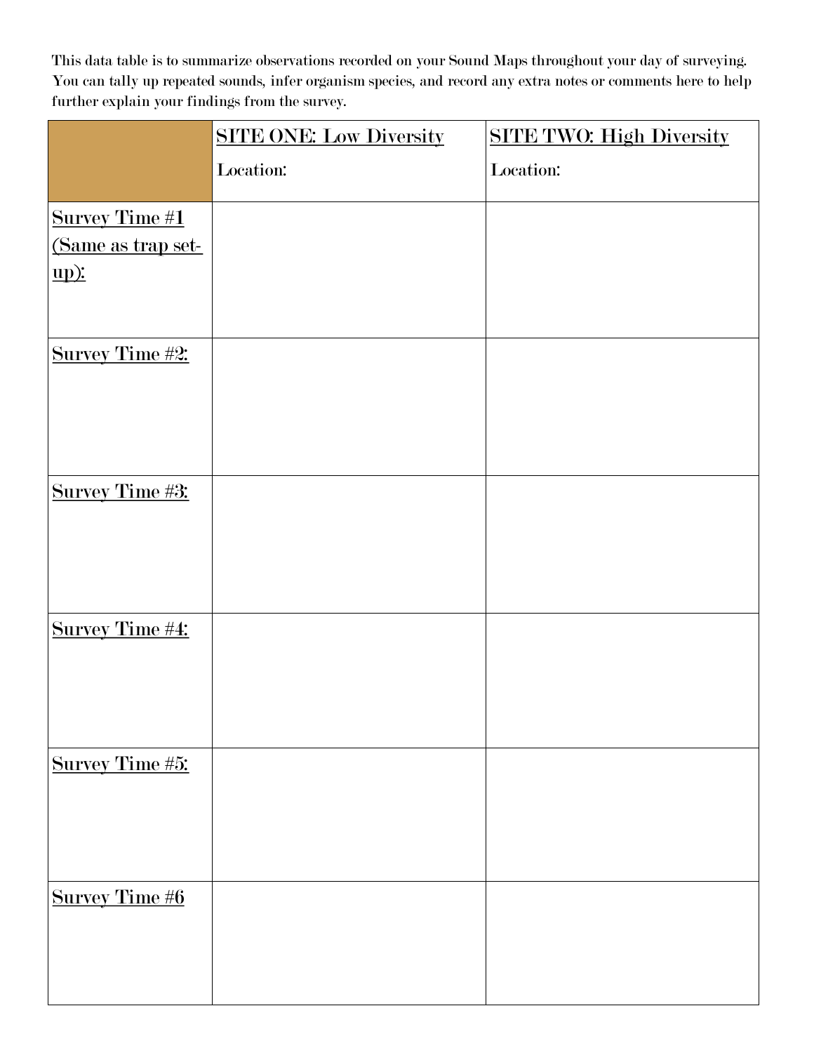This data table is to summarize observations recorded on your Sound Maps throughout your day of surveying. You can tally up repeated sounds, infer organism species, and record any extra notes or comments here to help further explain your findings from the survey.

| | SITE ONE: Low Diversity<br>Location: | SITE TWO: High Diversity<br>Location: |
|---|---|---|
| Survey Time #1 (Same as trap set-up): | | |
| Survey Time #2: | | |
| Survey Time #3: | | |
| Survey Time #4: | | |
| Survey Time #5: | | |
| Survey Time #6 | | |